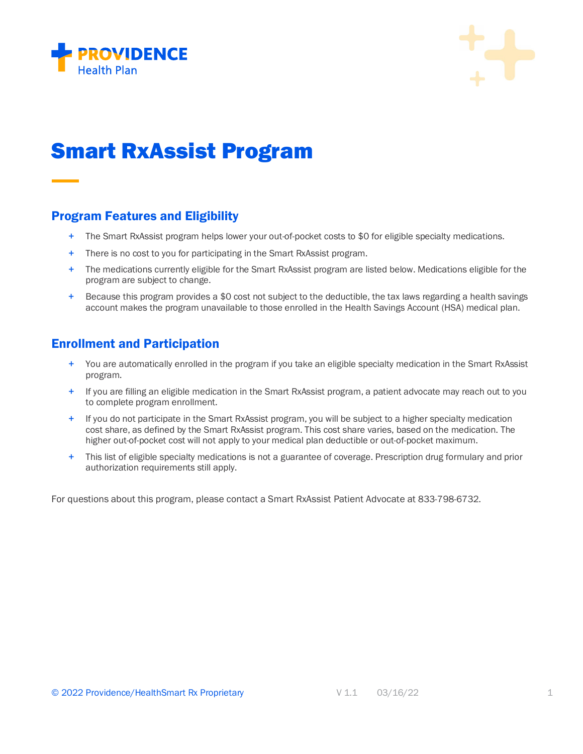PROVIDENCE Health Plan

# Smart RxAssist Program

## Program Features and Eligibility

- The Smart RxAssist program helps lower your out-of-pocket costs to $0 for eligible specialty medications.
- There is no cost to you for participating in the Smart RxAssist program.
- The medications currently eligible for the Smart RxAssist program are listed below. Medications eligible for the program are subject to change.
- Because this program provides a $0 cost not subject to the deductible, the tax laws regarding a health savings account makes the program unavailable to those enrolled in the Health Savings Account (HSA) medical plan.

## Enrollment and Participation

- You are automatically enrolled in the program if you take an eligible specialty medication in the Smart RxAssist program.
- If you are filling an eligible medication in the Smart RxAssist program, a patient advocate may reach out to you to complete program enrollment.
- If you do not participate in the Smart RxAssist program, you will be subject to a higher specialty medication cost share, as defined by the Smart RxAssist program. This cost share varies, based on the medication. The higher out-of-pocket cost will not apply to your medical plan deductible or out-of-pocket maximum.
- This list of eligible specialty medications is not a guarantee of coverage. Prescription drug formulary and prior authorization requirements still apply.

For questions about this program, please contact a Smart RxAssist Patient Advocate at 833-798-6732.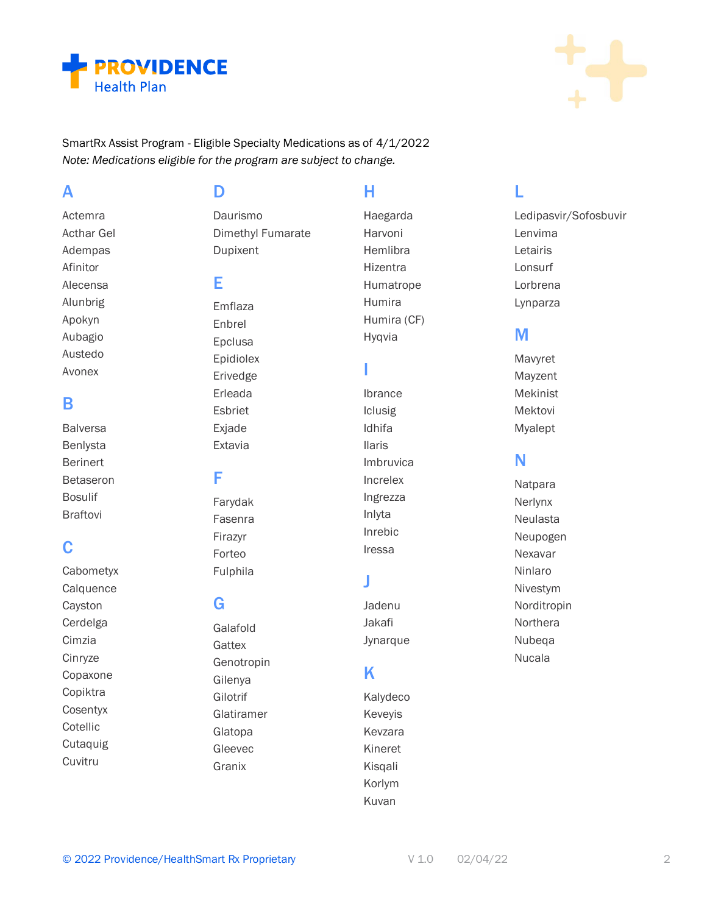PROVIDENCE Health Plan

SmartRx Assist Program - Eligible Specialty Medications as of 4/1/2022

*Note: Medications eligible for the program are subject to change.*

## A

Actemra
Acthar Gel
Adempas
Afinitor
Alecensa
Alunbrig
Apokyn
Aubagio
Austedo
Avonex

## B

Balversa
Benlysta
Berinert
Betaseron
Bosulif
Braftovi

## C

Cabometyx
Calquence
Cayston
Cerdelga
Cimzia
Cinryze
Copaxone
Copiktra
Cosentyx
Cotellic
Cutaquig
Cuvitru

## D

Daurismo
Dimethyl Fumarate
Dupixent

## E

Emflaza
Enbrel
Epclusa
Epidiolex
Erivedge
Erleada
Esbriet
Exjade
Extavia

## F

Farydak
Fasenra
Firazyr
Forteo
Fulphila

## G

Galafold
Gattex
Genotropin
Gilenya
Gilotrif
Glatiramer
Glatopa
Gleevec
Granix

## H

Haegarda
Harvoni
Hemlibra
Hizentra
Humatrope
Humira
Humira (CF)
Hyqvia

## I

Ibrance
Iclusig
Idhifa
Ilaris
Imbruvica
Increlex
Ingrezza
Inlyta
Inrebic
Iressa

## J

Jadenu
Jakafi
Jynarque

## K

Kalydeco
Keveyis
Kevzara
Kineret
Kisqali
Korlym
Kuvan

## L

Ledipasvir/Sofosbuvir
Lenvima
Letairis
Lonsurf
Lorbrena
Lynparza

## M

Mavyret
Mayzent
Mekinist
Mektovi
Myalept

## N

Natpara
Nerlynx
Neulasta
Neupogen
Nexavar
Ninlaro
Nivestym
Norditropin
Northera
Nubeqa
Nucala

© 2022 Providence/HealthSmart Rx Proprietary V 1.0 02/04/22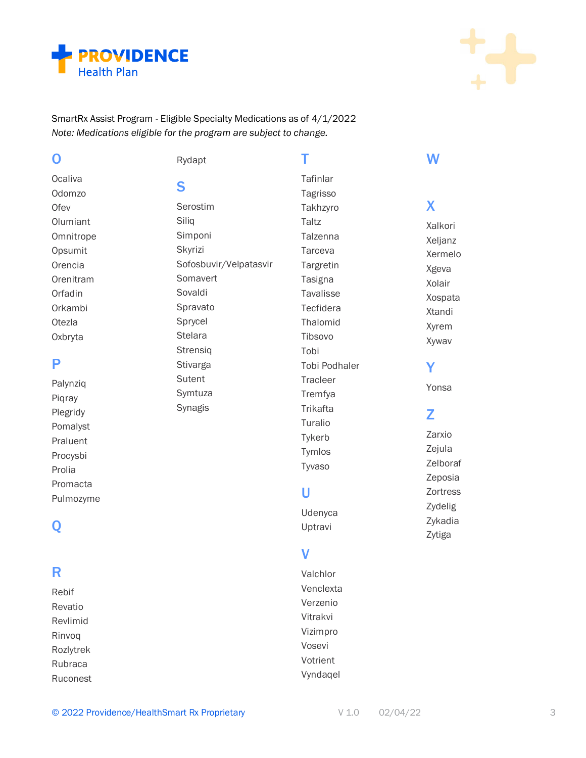SmartRx Assist Program - Eligible Specialty Medications as of 4/1/2022

*Note: Medications eligible for the program are subject to change.*

## O

Ocaliva
Odomzo
Ofev
Olumiant
Omnitrope
Opsumit
Orencia
Orenitram
Orfadin
Orkambi
Otezla
Oxbryta

## P

Palynziq
Piqray
Plegridy
Pomalyst
Praluent
Procysbi
Prolia
Promacta
Pulmozyme

## Q

## R

Rebif
Revatio
Revlimid
Rinvoq
Rozlytrek
Rubraca
Ruconest
Rydapt

## S

Serostim
Siliq
Simponi
Skyrizi
Sofosbuvir/Velpatasvir
Somavert
Sovaldi
Spravato
Sprycel
Stelara
Strensiq
Stivarga
Sutent
Symtuza
Synagis

## T

Tafinlar
Tagrisso
Takhzyro
Taltz
Talzenna
Tarceva
Targretin
Tasigna
Tavalisse
Tecfidera
Thalomid
Tibsovo
Tobi
Tobi Podhaler
Tracleer
Tremfya
Trikafta
Turalio
Tykerb
Tymlos
Tyvaso

## U

Udenyca
Uptravi

## V

Valchlor
Venclexta
Verzenio
Vitrakvi
Vizimpro
Vosevi
Votrient
Vyndaqel

## W

## X

Xalkori
Xeljanz
Xermelo
Xgeva
Xolair
Xospata
Xtandi
Xyrem
Xywav

## Y

Yonsa

## Z

Zarxio
Zejula
Zelboraf
Zeposia
Zortress
Zydelig
Zykadia
Zytiga